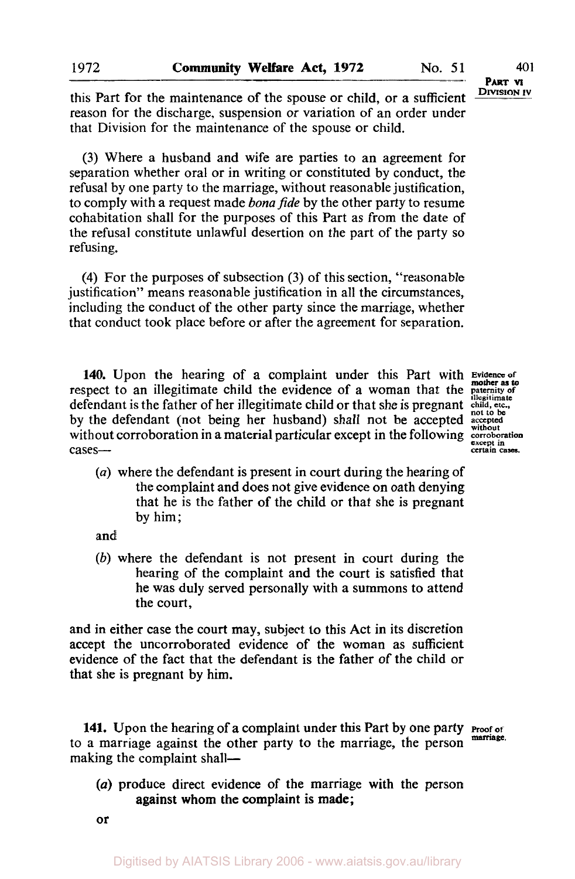this Part for the maintenance of the spouse or child, or a sufficient reason for the discharge, suspension or variation of an order under that Division for the maintenance of the spouse or child.

(3) Where a husband and wife are parties to an agreement for separation whether oral or in writing or constituted by conduct, the refusal by one party to the marriage, without reasonable justification, to comply with a request made *bona fide* by the other party to resume cohabitation shall for the purposes of this Part as from the date of the refusal constitute unlawful desertion on the part of the party so refusing.

(4) For the purposes of subsection (3) of this section, "reasonable justification" means reasonable justification in all the circumstances, including the conduct of the other party since the marriage, whether that conduct took place before or after the agreement for separation.

**140.** Upon the hearing of a complaint under this Part with respect to an illegitimate child the evidence of a woman that the defendant is the father of her illegitimate child or that she is pregnant by the defendant (not being her husband) shall not be accepted without corroboration in a material particular except in the following cases—

*Evidence of mother as to paternity of illegitimate child, etc., not to be accepted without corroboration except in certain cases.*

(*a*) where the defendant is present in court during the hearing of the complaint and does not give evidence on oath denying that he is the father of the child or that she is pregnant by him;

and

(*b*) where the defendant is not present in court during the hearing of the complaint and the court is satisfied that he was duly served personally with a summons to attend the court,

and in either case the court may, subject to this Act in its discretion accept the uncorroborated evidence of the woman as sufficient evidence of the fact that the defendant is the father of the child or that she is pregnant by him.

**141.** Upon the hearing of a complaint under this Part by one party to a marriage against the other party to the marriage, the person making the complaint shall—

*Proof of marriage.*

(*a*) produce direct evidence of the marriage with the person against whom the complaint is made;

or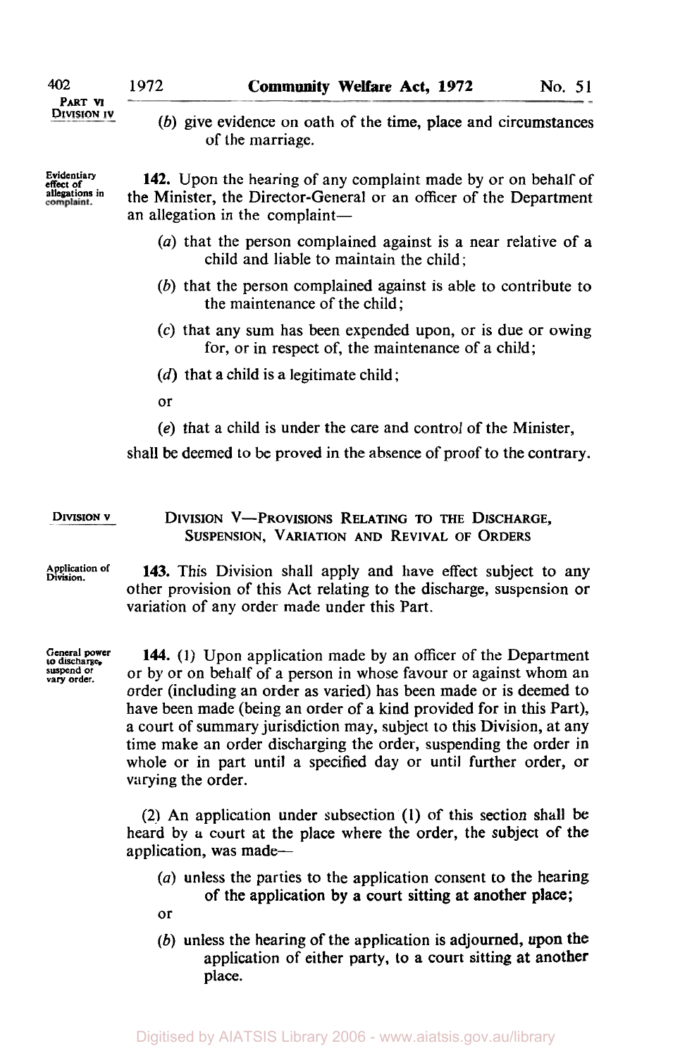(*b*) give evidence on oath of the time, place and circumstances of the marriage.

Evidentiary effect of allegations in complaint.

**142.** Upon the hearing of any complaint made by or on behalf of the Minister, the Director-General or an officer of the Department an allegation in the complaint—

(*a*) that the person complained against is a near relative of a child and liable to maintain the child;

(*b*) that the person complained against is able to contribute to the maintenance of the child;

(*c*) that any sum has been expended upon, or is due or owing for, or in respect of, the maintenance of a child;

(*d*) that a child is a legitimate child;

or

(*e*) that a child is under the care and control of the Minister,

shall be deemed to be proved in the absence of proof to the contrary.

## DIVISION V—PROVISIONS RELATING TO THE DISCHARGE, SUSPENSION, VARIATION AND REVIVAL OF ORDERS

Application of Division.

**143.** This Division shall apply and have effect subject to any other provision of this Act relating to the discharge, suspension or variation of any order made under this Part.

General power to discharge, suspend or vary order.

**144.** (1) Upon application made by an officer of the Department or by or on behalf of a person in whose favour or against whom an order (including an order as varied) has been made or is deemed to have been made (being an order of a kind provided for in this Part), a court of summary jurisdiction may, subject to this Division, at any time make an order discharging the order, suspending the order in whole or in part until a specified day or until further order, or varying the order.

(2) An application under subsection (1) of this section shall be heard by a court at the place where the order, the subject of the application, was made—

(*a*) unless the parties to the application consent to the hearing of the application by a court sitting at another place;

or

(*b*) unless the hearing of the application is adjourned, upon the application of either party, to a court sitting at another place.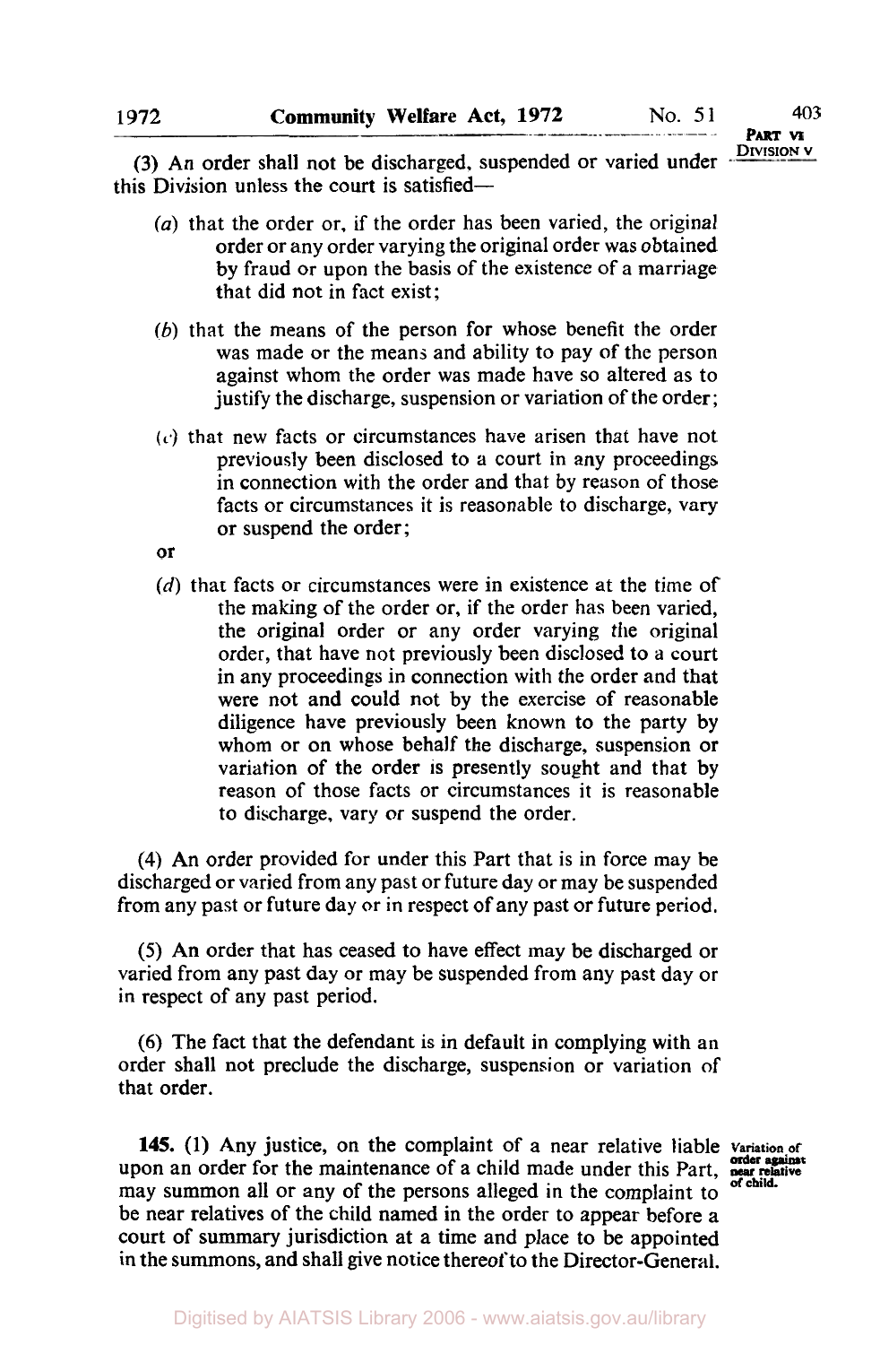(3) An order shall not be discharged, suspended or varied under this Division unless the court is satisfied—

(*a*) that the order or, if the order has been varied, the original order or any order varying the original order was obtained by fraud or upon the basis of the existence of a marriage that did not in fact exist;

(*b*) that the means of the person for whose benefit the order was made or the means and ability to pay of the person against whom the order was made have so altered as to justify the discharge, suspension or variation of the order;

(*c*) that new facts or circumstances have arisen that have not previously been disclosed to a court in any proceedings in connection with the order and that by reason of those facts or circumstances it is reasonable to discharge, vary or suspend the order;

or

(*d*) that facts or circumstances were in existence at the time of the making of the order or, if the order has been varied, the original order or any order varying the original order, that have not previously been disclosed to a court in any proceedings in connection with the order and that were not and could not by the exercise of reasonable diligence have previously been known to the party by whom or on whose behalf the discharge, suspension or variation of the order is presently sought and that by reason of those facts or circumstances it is reasonable to discharge, vary or suspend the order.

(4) An order provided for under this Part that is in force may be discharged or varied from any past or future day or may be suspended from any past or future day or in respect of any past or future period.

(5) An order that has ceased to have effect may be discharged or varied from any past day or may be suspended from any past day or in respect of any past period.

(6) The fact that the defendant is in default in complying with an order shall not preclude the discharge, suspension or variation of that order.

**Variation of order against near relative of child.**

**145.** (1) Any justice, on the complaint of a near relative liable upon an order for the maintenance of a child made under this Part, may summon all or any of the persons alleged in the complaint to be near relatives of the child named in the order to appear before a court of summary jurisdiction at a time and place to be appointed in the summons, and shall give notice thereof to the Director-General.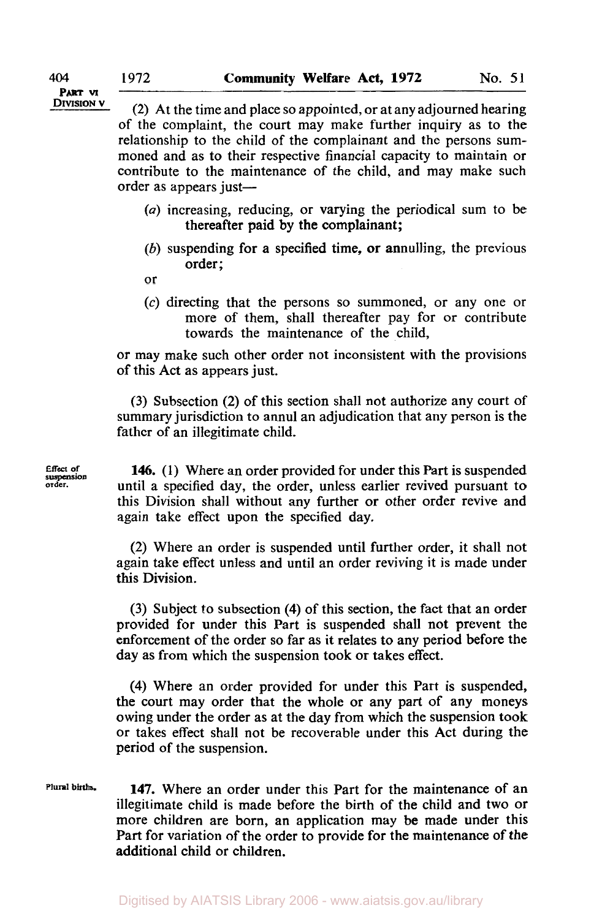(2) At the time and place so appointed, or at any adjourned hearing of the complaint, the court may make further inquiry as to the relationship to the child of the complainant and the persons summoned and as to their respective financial capacity to maintain or contribute to the maintenance of the child, and may make such order as appears just—

(*a*) increasing, reducing, or varying the periodical sum to be thereafter paid by the complainant;

(*b*) suspending for a specified time, or annulling, the previous order;

or

(*c*) directing that the persons so summoned, or any one or more of them, shall thereafter pay for or contribute towards the maintenance of the child,

or may make such other order not inconsistent with the provisions of this Act as appears just.

(3) Subsection (2) of this section shall not authorize any court of summary jurisdiction to annul an adjudication that any person is the father of an illegitimate child.

Effect of suspension order.

**146.** (1) Where an order provided for under this Part is suspended until a specified day, the order, unless earlier revived pursuant to this Division shall without any further or other order revive and again take effect upon the specified day.

(2) Where an order is suspended until further order, it shall not again take effect unless and until an order reviving it is made under this Division.

(3) Subject to subsection (4) of this section, the fact that an order provided for under this Part is suspended shall not prevent the enforcement of the order so far as it relates to any period before the day as from which the suspension took or takes effect.

(4) Where an order provided for under this Part is suspended, the court may order that the whole or any part of any moneys owing under the order as at the day from which the suspension took or takes effect shall not be recoverable under this Act during the period of the suspension.

Plural births.

**147.** Where an order under this Part for the maintenance of an illegitimate child is made before the birth of the child and two or more children are born, an application may be made under this Part for variation of the order to provide for the maintenance of the additional child or children.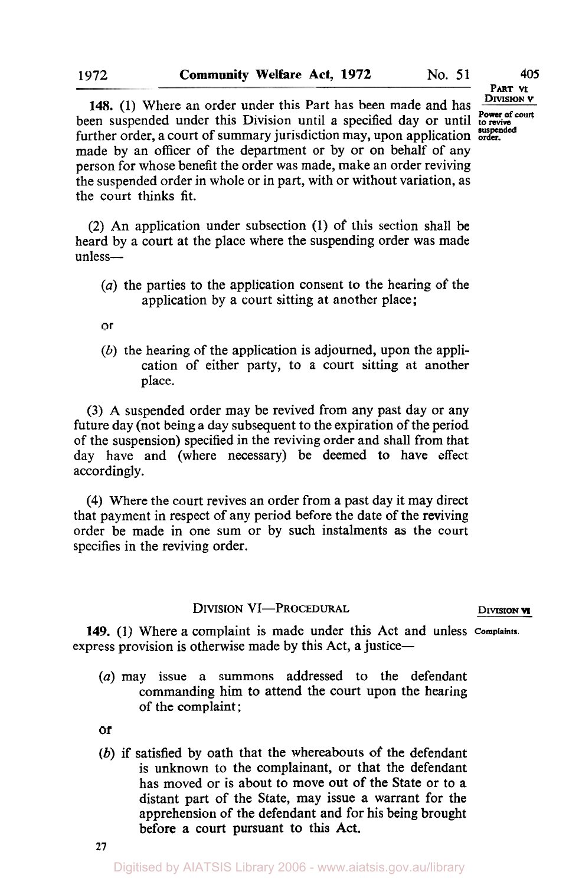**148.** (1) Where an order under this Part has been made and has been suspended under this Division until a specified day or until further order, a court of summary jurisdiction may, upon application made by an officer of the department or by or on behalf of any person for whose benefit the order was made, make an order reviving the suspended order in whole or in part, with or without variation, as the court thinks fit.

Power of court to revive suspended order.

(2) An application under subsection (1) of this section shall be heard by a court at the place where the suspending order was made unless—

(*a*) the parties to the application consent to the hearing of the application by a court sitting at another place;

or

(*b*) the hearing of the application is adjourned, upon the application of either party, to a court sitting at another place.

(3) A suspended order may be revived from any past day or any future day (not being a day subsequent to the expiration of the period of the suspension) specified in the reviving order and shall from that day have and (where necessary) be deemed to have effect accordingly.

(4) Where the court revives an order from a past day it may direct that payment in respect of any period before the date of the reviving order be made in one sum or by such instalments as the court specifies in the reviving order.

## DIVISION VI—PROCEDURAL

**149.** (1) Where a complaint is made under this Act and unless express provision is otherwise made by this Act, a justice—

Complaints.

(*a*) may issue a summons addressed to the defendant commanding him to attend the court upon the hearing of the complaint;

or

(*b*) if satisfied by oath that the whereabouts of the defendant is unknown to the complainant, or that the defendant has moved or is about to move out of the State or to a distant part of the State, may issue a warrant for the apprehension of the defendant and for his being brought before a court pursuant to this Act.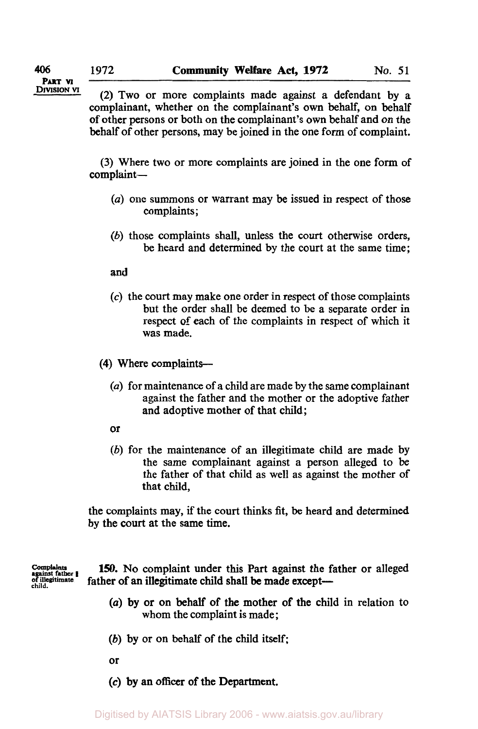(2) Two or more complaints made against a defendant by a complainant, whether on the complainant's own behalf, on behalf of other persons or both on the complainant's own behalf and on the behalf of other persons, may be joined in the one form of complaint.

(3) Where two or more complaints are joined in the one form of complaint—

(*a*) one summons or warrant may be issued in respect of those complaints;

(*b*) those complaints shall, unless the court otherwise orders, be heard and determined by the court at the same time;

and

(*c*) the court may make one order in respect of those complaints but the order shall be deemed to be a separate order in respect of each of the complaints in respect of which it was made.

(4) Where complaints—

(*a*) for maintenance of a child are made by the same complainant against the father and the mother or the adoptive father and adoptive mother of that child;

or

(*b*) for the maintenance of an illegitimate child are made by the same complainant against a person alleged to be the father of that child as well as against the mother of that child,

the complaints may, if the court thinks fit, be heard and determined by the court at the same time.

Complaints against father of illegitimate child.

**150.** No complaint under this Part against the father or alleged father of an illegitimate child shall be made except—

(*a*) by or on behalf of the mother of the child in relation to whom the complaint is made;

(*b*) by or on behalf of the child itself;

or

(*c*) by an officer of the Department.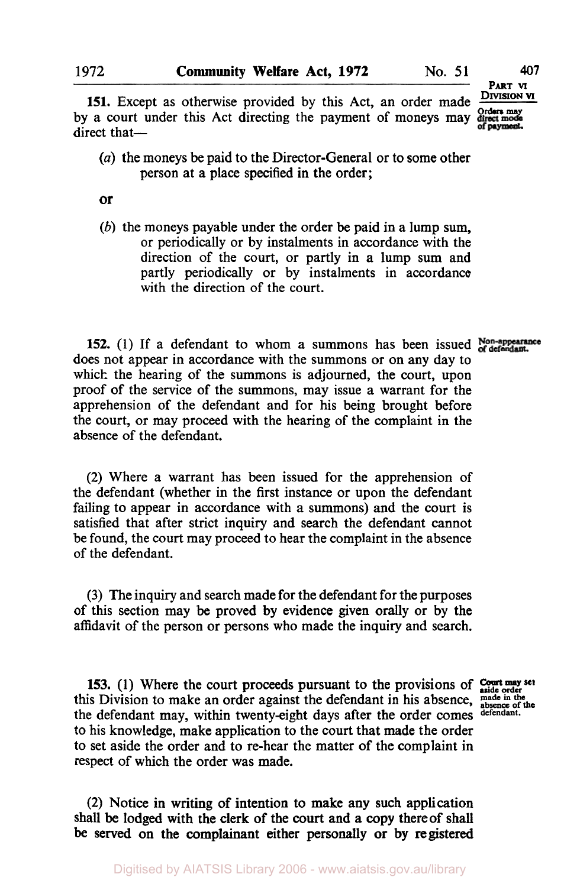**151.** Except as otherwise provided by this Act, an order made by a court under this Act directing the payment of moneys may direct that—

*Orders may direct mode of payment.*

(*a*) the moneys be paid to the Director-General or to some other person at a place specified in the order;

or

(*b*) the moneys payable under the order be paid in a lump sum, or periodically or by instalments in accordance with the direction of the court, or partly in a lump sum and partly periodically or by instalments in accordance with the direction of the court.

**152.** (1) If a defendant to whom a summons has been issued does not appear in accordance with the summons or on any day to which the hearing of the summons is adjourned, the court, upon proof of the service of the summons, may issue a warrant for the apprehension of the defendant and for his being brought before the court, or may proceed with the hearing of the complaint in the absence of the defendant.

*Non-appearance of defendant.*

(2) Where a warrant has been issued for the apprehension of the defendant (whether in the first instance or upon the defendant failing to appear in accordance with a summons) and the court is satisfied that after strict inquiry and search the defendant cannot be found, the court may proceed to hear the complaint in the absence of the defendant.

(3) The inquiry and search made for the defendant for the purposes of this section may be proved by evidence given orally or by the affidavit of the person or persons who made the inquiry and search.

**153.** (1) Where the court proceeds pursuant to the provisions of this Division to make an order against the defendant in his absence, the defendant may, within twenty-eight days after the order comes to his knowledge, make application to the court that made the order to set aside the order and to re-hear the matter of the complaint in respect of which the order was made.

*Court may set aside order made in the absence of the defendant.*

(2) Notice in writing of intention to make any such application shall be lodged with the clerk of the court and a copy thereof shall be served on the complainant either personally or by registered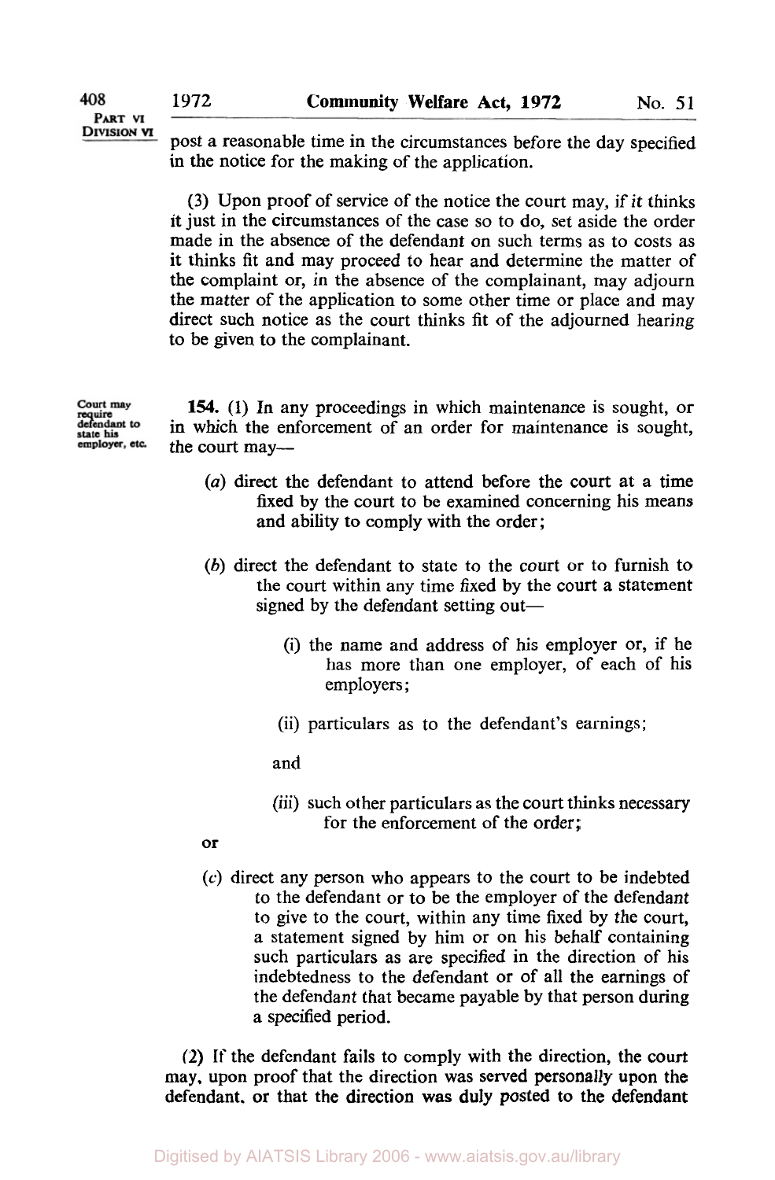post a reasonable time in the circumstances before the day specified in the notice for the making of the application.

(3) Upon proof of service of the notice the court may, if it thinks it just in the circumstances of the case so to do, set aside the order made in the absence of the defendant on such terms as to costs as it thinks fit and may proceed to hear and determine the matter of the complaint or, in the absence of the complainant, may adjourn the matter of the application to some other time or place and may direct such notice as the court thinks fit of the adjourned hearing to be given to the complainant.

Court may require defendant to state his employer, etc.

**154.** (1) In any proceedings in which maintenance is sought, or in which the enforcement of an order for maintenance is sought, the court may—

(*a*) direct the defendant to attend before the court at a time fixed by the court to be examined concerning his means and ability to comply with the order;

(*b*) direct the defendant to state to the court or to furnish to the court within any time fixed by the court a statement signed by the defendant setting out—

(i) the name and address of his employer or, if he has more than one employer, of each of his employers;

(ii) particulars as to the defendant's earnings;

and

(iii) such other particulars as the court thinks necessary for the enforcement of the order;

or

(*c*) direct any person who appears to the court to be indebted to the defendant or to be the employer of the defendant to give to the court, within any time fixed by the court, a statement signed by him or on his behalf containing such particulars as are specified in the direction of his indebtedness to the defendant or of all the earnings of the defendant that became payable by that person during a specified period.

(2) If the defendant fails to comply with the direction, the court may, upon proof that the direction was served personally upon the defendant, or that the direction was duly posted to the defendant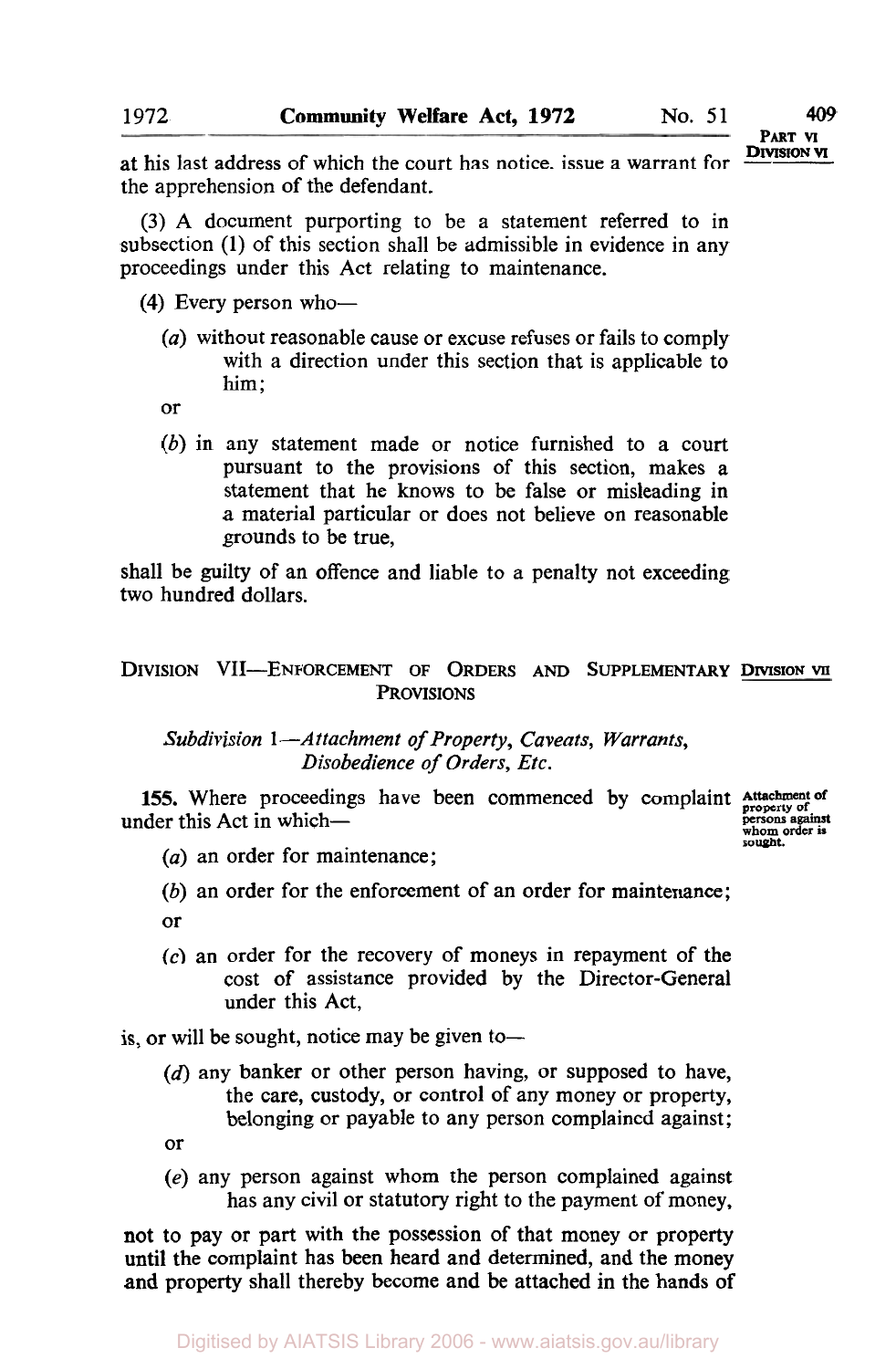at his last address of which the court has notice. issue a warrant for the apprehension of the defendant.

(3) A document purporting to be a statement referred to in subsection (1) of this section shall be admissible in evidence in any proceedings under this Act relating to maintenance.

(4) Every person who—

(*a*) without reasonable cause or excuse refuses or fails to comply with a direction under this section that is applicable to him;

or

(*b*) in any statement made or notice furnished to a court pursuant to the provisions of this section, makes a statement that he knows to be false or misleading in a material particular or does not believe on reasonable grounds to be true,

shall be guilty of an offence and liable to a penalty not exceeding two hundred dollars.

## DIVISION VII—ENFORCEMENT OF ORDERS AND SUPPLEMENTARY PROVISIONS

### *Subdivision 1—Attachment of Property, Caveats, Warrants, Disobedience of Orders, Etc.*

*Attachment of property of persons against whom order is sought.*

**155.** Where proceedings have been commenced by complaint under this Act in which—

(*a*) an order for maintenance;

(*b*) an order for the enforcement of an order for maintenance;

or

(*c*) an order for the recovery of moneys in repayment of the cost of assistance provided by the Director-General under this Act,

is, or will be sought, notice may be given to—

(*d*) any banker or other person having, or supposed to have, the care, custody, or control of any money or property, belonging or payable to any person complained against;

or

(*e*) any person against whom the person complained against has any civil or statutory right to the payment of money,

not to pay or part with the possession of that money or property until the complaint has been heard and determined, and the money and property shall thereby become and be attached in the hands of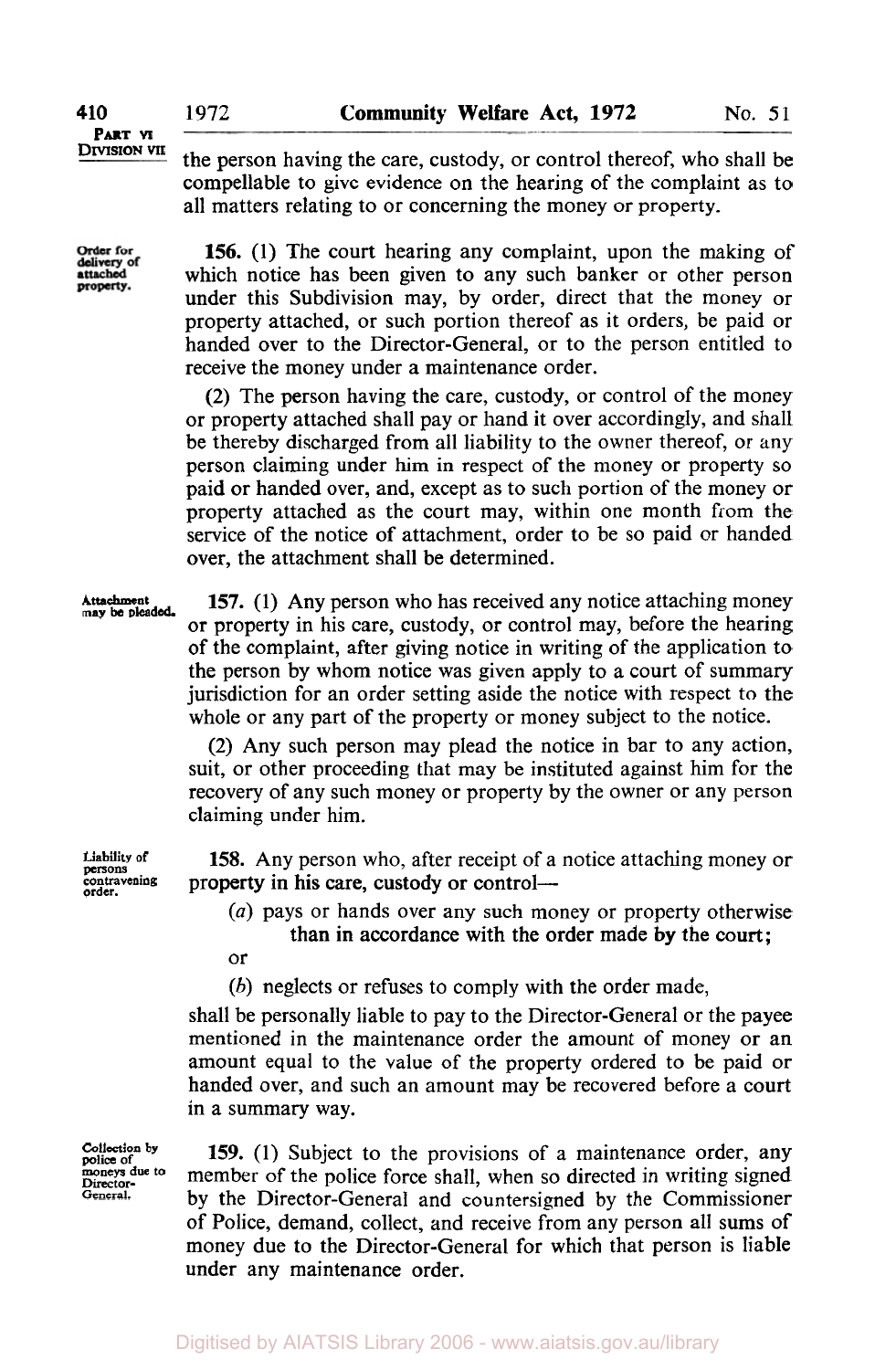the person having the care, custody, or control thereof, who shall be compellable to give evidence on the hearing of the complaint as to all matters relating to or concerning the money or property.

Order for delivery of attached property.

**156.** (1) The court hearing any complaint, upon the making of which notice has been given to any such banker or other person under this Subdivision may, by order, direct that the money or property attached, or such portion thereof as it orders, be paid or handed over to the Director-General, or to the person entitled to receive the money under a maintenance order.

(2) The person having the care, custody, or control of the money or property attached shall pay or hand it over accordingly, and shall be thereby discharged from all liability to the owner thereof, or any person claiming under him in respect of the money or property so paid or handed over, and, except as to such portion of the money or property attached as the court may, within one month from the service of the notice of attachment, order to be so paid or handed over, the attachment shall be determined.

Attachment may be pleaded.

**157.** (1) Any person who has received any notice attaching money or property in his care, custody, or control may, before the hearing of the complaint, after giving notice in writing of the application to the person by whom notice was given apply to a court of summary jurisdiction for an order setting aside the notice with respect to the whole or any part of the property or money subject to the notice.

(2) Any such person may plead the notice in bar to any action, suit, or other proceeding that may be instituted against him for the recovery of any such money or property by the owner or any person claiming under him.

Liability of persons contravening order.

**158.** Any person who, after receipt of a notice attaching money or property in his care, custody or control—

(*a*) pays or hands over any such money or property otherwise than in accordance with the order made by the court;

or

(*b*) neglects or refuses to comply with the order made,

shall be personally liable to pay to the Director-General or the payee mentioned in the maintenance order the amount of money or an amount equal to the value of the property ordered to be paid or handed over, and such an amount may be recovered before a court in a summary way.

Collection by police of moneys due to Director-General.

**159.** (1) Subject to the provisions of a maintenance order, any member of the police force shall, when so directed in writing signed by the Director-General and countersigned by the Commissioner of Police, demand, collect, and receive from any person all sums of money due to the Director-General for which that person is liable under any maintenance order.